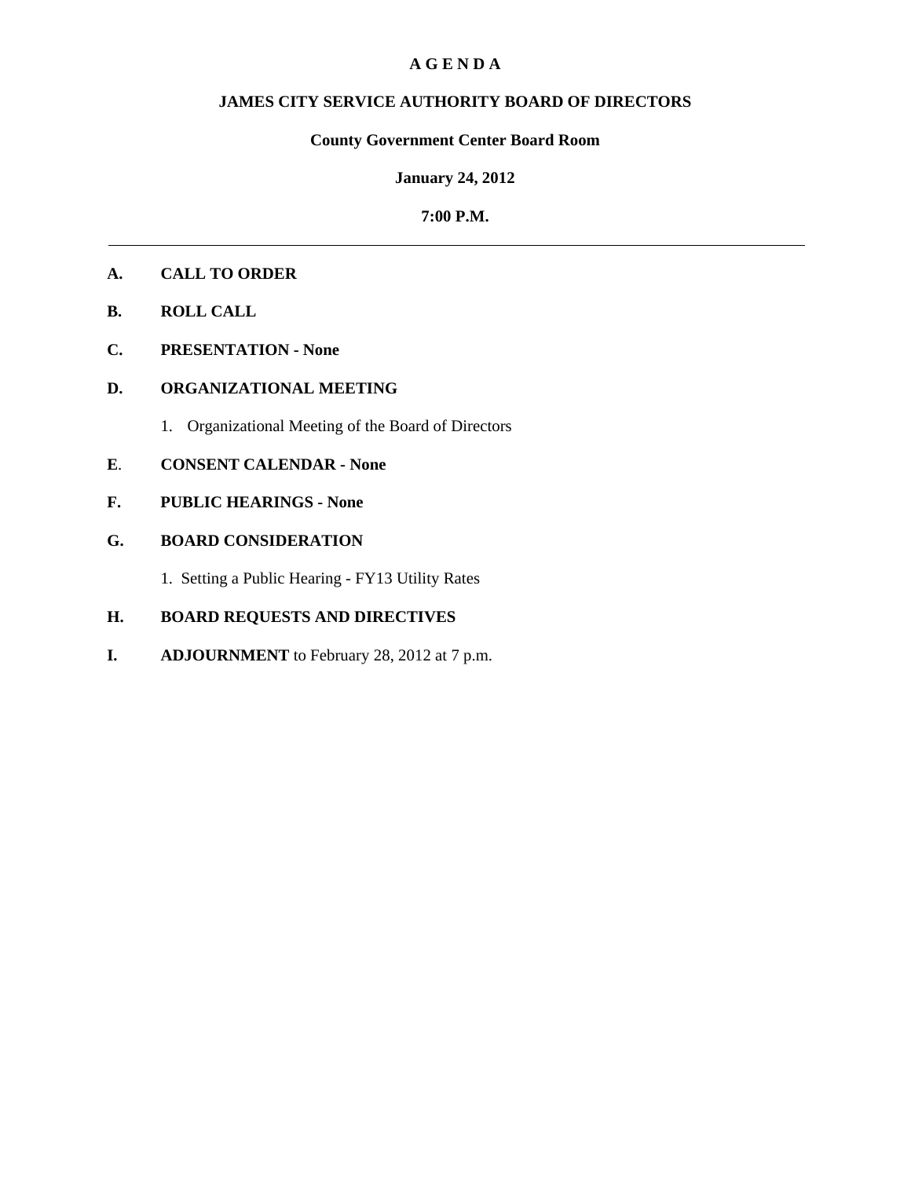# A G E N D A

## JAMES CITY SERVICE AUTHORITY BOARD OF DIRECTORS

### County Government Center Board Room

### January 24, 2012

### 7:00 P.M.

---

**A. CALL TO ORDER**

**B. ROLL CALL**

**C. PRESENTATION - None**

**D. ORGANIZATIONAL MEETING**

1. Organizational Meeting of the Board of Directors

**E. CONSENT CALENDAR - None**

**F. PUBLIC HEARINGS - None**

**G. BOARD CONSIDERATION**

1. Setting a Public Hearing - FY13 Utility Rates

**H. BOARD REQUESTS AND DIRECTIVES**

**I. ADJOURNMENT** to February 28, 2012 at 7 p.m.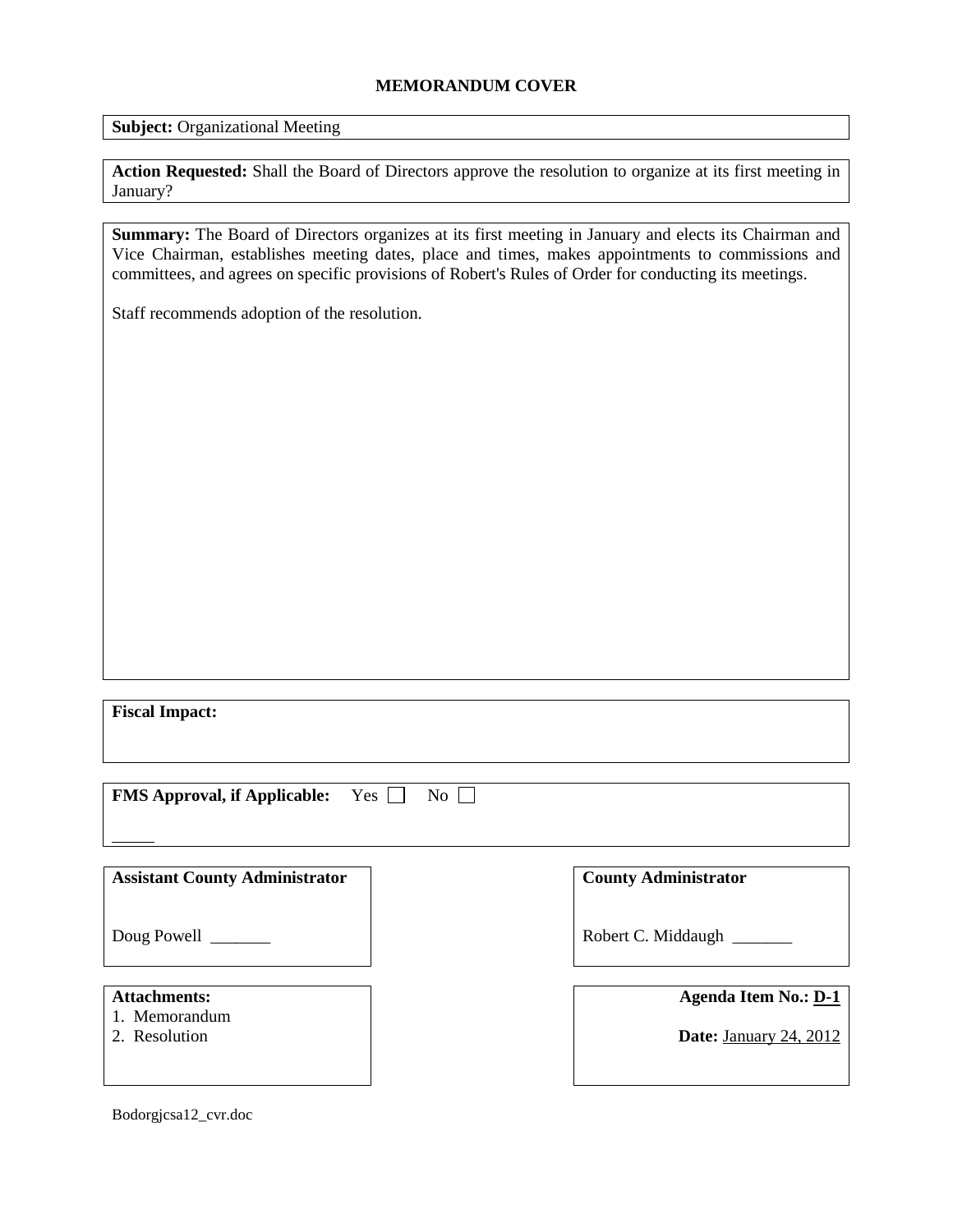## MEMORANDUM COVER

**Subject:** Organizational Meeting

**Action Requested:** Shall the Board of Directors approve the resolution to organize at its first meeting in January?

**Summary:** The Board of Directors organizes at its first meeting in January and elects its Chairman and Vice Chairman, establishes meeting dates, place and times, makes appointments to commissions and committees, and agrees on specific provisions of Robert's Rules of Order for conducting its meetings.

Staff recommends adoption of the resolution.

**Fiscal Impact:**

**FMS Approval, if Applicable:** Yes ☐ No ☐

_____

**Assistant County Administrator**

Doug Powell _______

**County Administrator**

Robert C. Middaugh _______

**Attachments:**
1. Memorandum
2. Resolution

**Agenda Item No.:** D-1

**Date:** January 24, 2012

Bodorgjcsa12_cvr.doc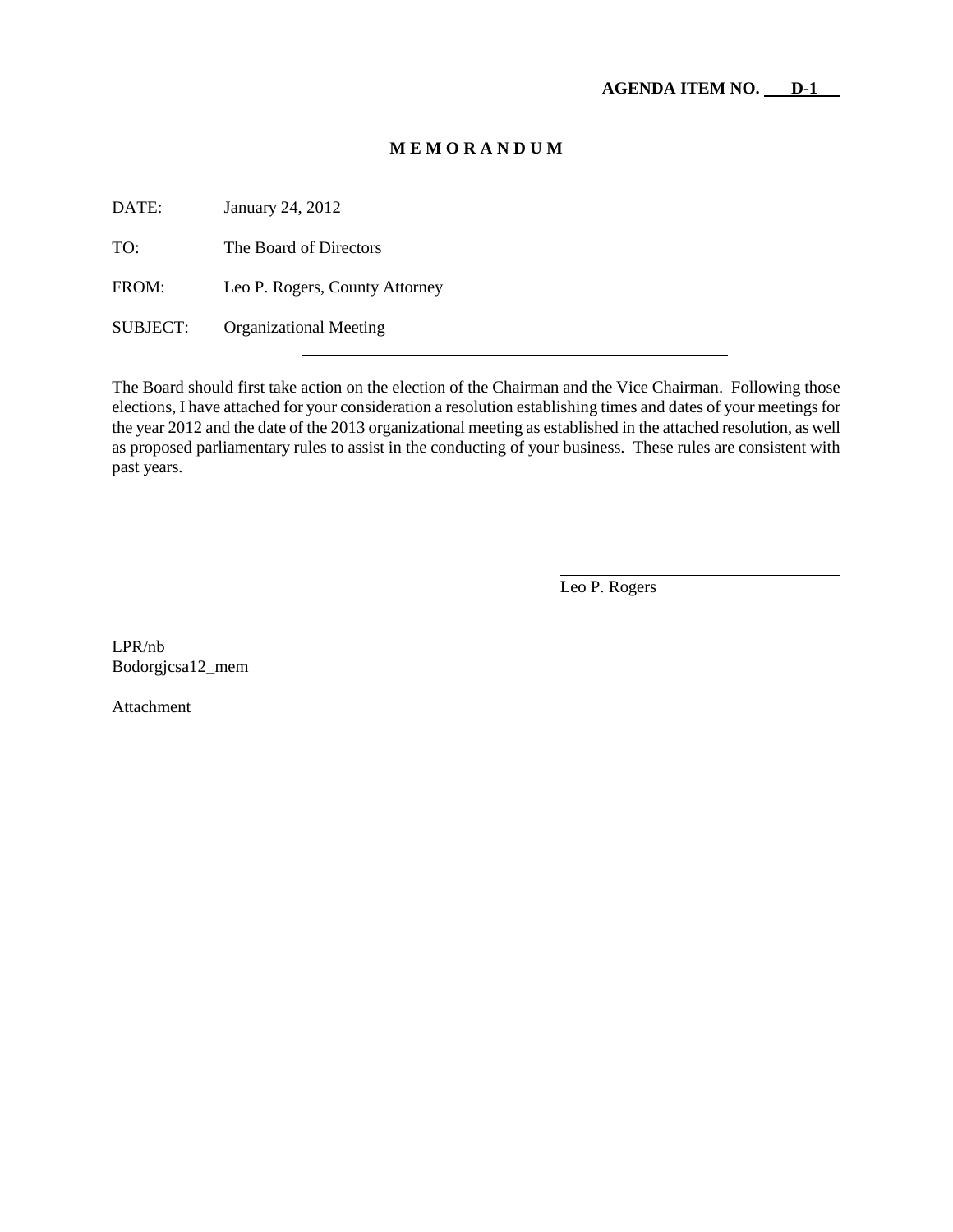**AGENDA ITEM NO. D-1**

# M E M O R A N D U M

DATE: January 24, 2012

TO: The Board of Directors

FROM: Leo P. Rogers, County Attorney

SUBJECT: Organizational Meeting

---

The Board should first take action on the election of the Chairman and the Vice Chairman. Following those elections, I have attached for your consideration a resolution establishing times and dates of your meetings for the year 2012 and the date of the 2013 organizational meeting as established in the attached resolution, as well as proposed parliamentary rules to assist in the conducting of your business. These rules are consistent with past years.

Leo P. Rogers

LPR/nb
Bodorgjcsa12_mem

Attachment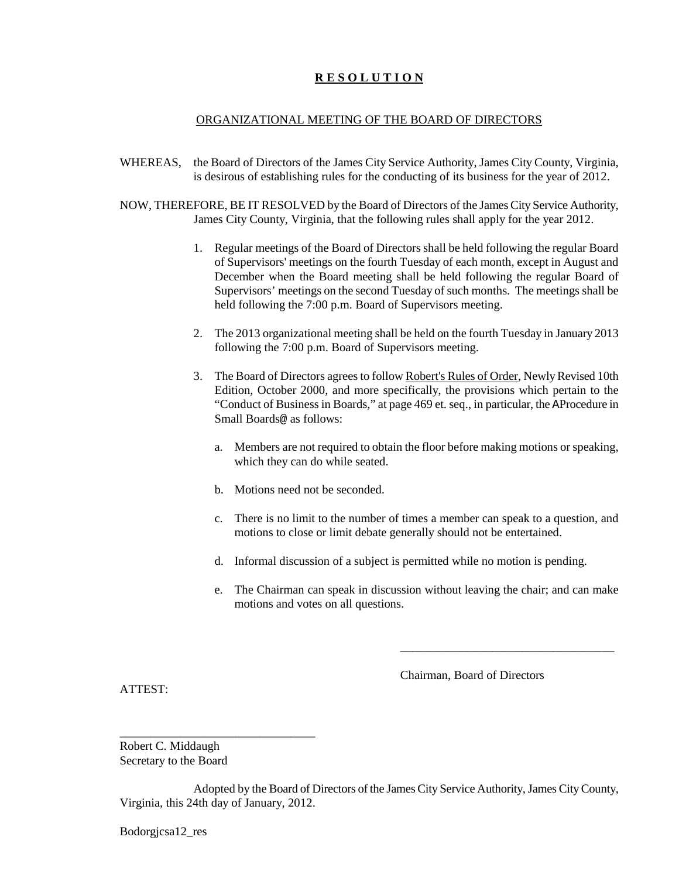**R E S O L U T I O N**

ORGANIZATIONAL MEETING OF THE BOARD OF DIRECTORS

WHEREAS, the Board of Directors of the James City Service Authority, James City County, Virginia, is desirous of establishing rules for the conducting of its business for the year of 2012.

NOW, THEREFORE, BE IT RESOLVED by the Board of Directors of the James City Service Authority, James City County, Virginia, that the following rules shall apply for the year 2012.

1. Regular meetings of the Board of Directors shall be held following the regular Board of Supervisors' meetings on the fourth Tuesday of each month, except in August and December when the Board meeting shall be held following the regular Board of Supervisors' meetings on the second Tuesday of such months. The meetings shall be held following the 7:00 p.m. Board of Supervisors meeting.

2. The 2013 organizational meeting shall be held on the fourth Tuesday in January 2013 following the 7:00 p.m. Board of Supervisors meeting.

3. The Board of Directors agrees to follow Robert's Rules of Order, Newly Revised 10th Edition, October 2000, and more specifically, the provisions which pertain to the "Conduct of Business in Boards," at page 469 et. seq., in particular, the AProcedure in Small Boards@ as follows:

   a. Members are not required to obtain the floor before making motions or speaking, which they can do while seated.

   b. Motions need not be seconded.

   c. There is no limit to the number of times a member can speak to a question, and motions to close or limit debate generally should not be entertained.

   d. Informal discussion of a subject is permitted while no motion is pending.

   e. The Chairman can speak in discussion without leaving the chair; and can make motions and votes on all questions.

____________________________________

Chairman, Board of Directors

ATTEST:

________________________________

Robert C. Middaugh
Secretary to the Board

Adopted by the Board of Directors of the James City Service Authority, James City County, Virginia, this 24th day of January, 2012.

Bodorgjcsa12_res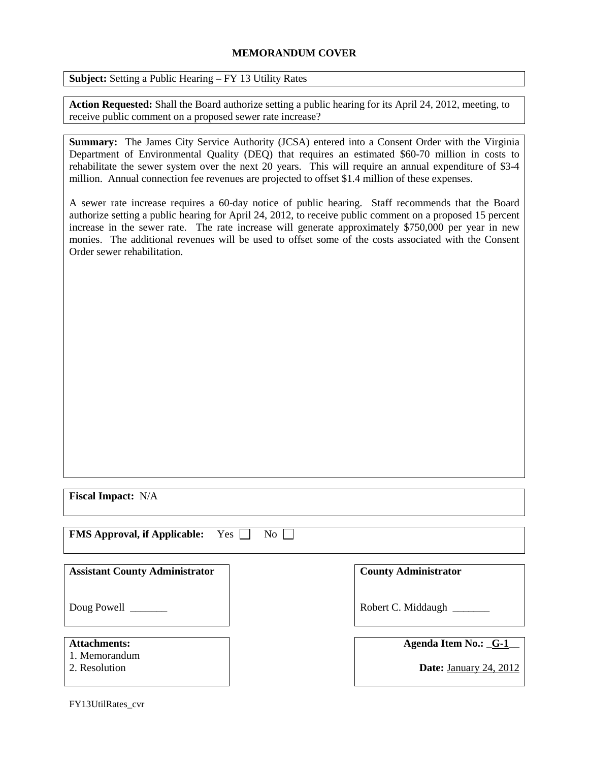## MEMORANDUM COVER

**Subject:** Setting a Public Hearing – FY 13 Utility Rates

**Action Requested:** Shall the Board authorize setting a public hearing for its April 24, 2012, meeting, to receive public comment on a proposed sewer rate increase?

**Summary:** The James City Service Authority (JCSA) entered into a Consent Order with the Virginia Department of Environmental Quality (DEQ) that requires an estimated $60-70 million in costs to rehabilitate the sewer system over the next 20 years. This will require an annual expenditure of $3-4 million. Annual connection fee revenues are projected to offset $1.4 million of these expenses.

A sewer rate increase requires a 60-day notice of public hearing. Staff recommends that the Board authorize setting a public hearing for April 24, 2012, to receive public comment on a proposed 15 percent increase in the sewer rate. The rate increase will generate approximately $750,000 per year in new monies. The additional revenues will be used to offset some of the costs associated with the Consent Order sewer rehabilitation.

**Fiscal Impact:** N/A

**FMS Approval, if Applicable:** Yes ☐ No ☐

**Assistant County Administrator**

Doug Powell _______

**County Administrator**

Robert C. Middaugh _______

**Attachments:**
1. Memorandum
2. Resolution

**Agenda Item No.:** _G-1__

**Date:** January 24, 2012

FY13UtilRates_cvr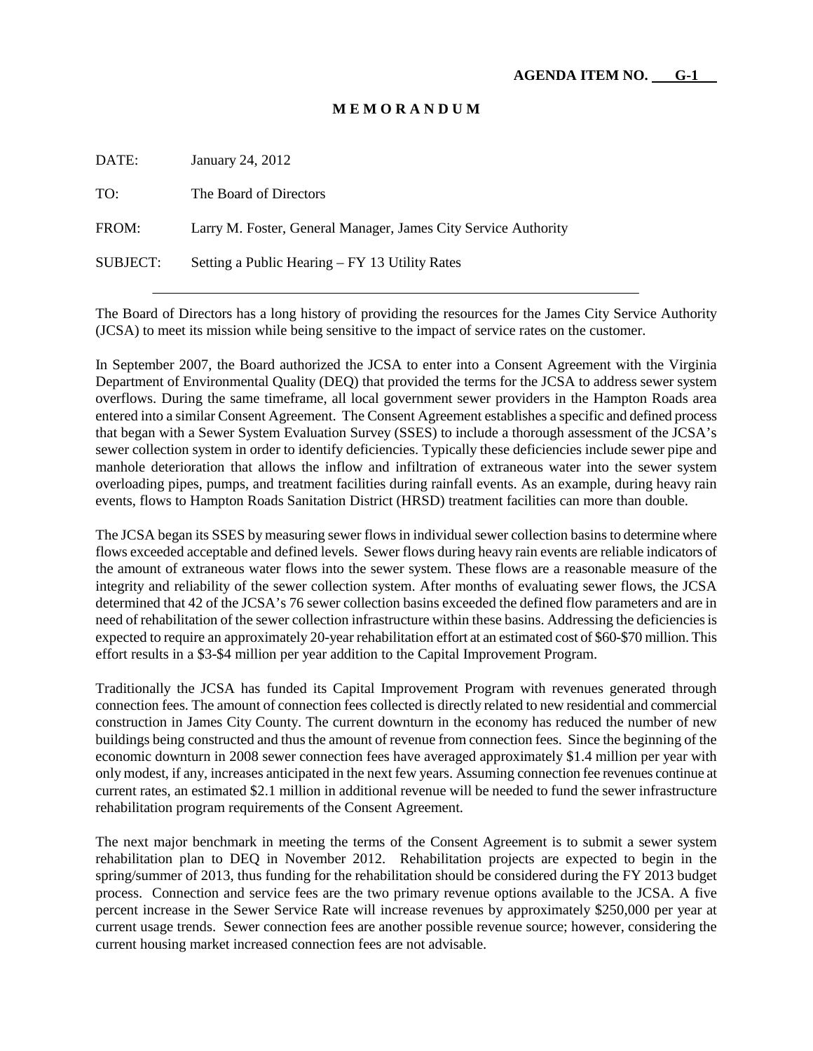**AGENDA ITEM NO. G-1**

**M E M O R A N D U M**

DATE: January 24, 2012

TO: The Board of Directors

FROM: Larry M. Foster, General Manager, James City Service Authority

SUBJECT: Setting a Public Hearing – FY 13 Utility Rates

---

The Board of Directors has a long history of providing the resources for the James City Service Authority (JCSA) to meet its mission while being sensitive to the impact of service rates on the customer.

In September 2007, the Board authorized the JCSA to enter into a Consent Agreement with the Virginia Department of Environmental Quality (DEQ) that provided the terms for the JCSA to address sewer system overflows. During the same timeframe, all local government sewer providers in the Hampton Roads area entered into a similar Consent Agreement. The Consent Agreement establishes a specific and defined process that began with a Sewer System Evaluation Survey (SSES) to include a thorough assessment of the JCSA's sewer collection system in order to identify deficiencies. Typically these deficiencies include sewer pipe and manhole deterioration that allows the inflow and infiltration of extraneous water into the sewer system overloading pipes, pumps, and treatment facilities during rainfall events. As an example, during heavy rain events, flows to Hampton Roads Sanitation District (HRSD) treatment facilities can more than double.

The JCSA began its SSES by measuring sewer flows in individual sewer collection basins to determine where flows exceeded acceptable and defined levels. Sewer flows during heavy rain events are reliable indicators of the amount of extraneous water flows into the sewer system. These flows are a reasonable measure of the integrity and reliability of the sewer collection system. After months of evaluating sewer flows, the JCSA determined that 42 of the JCSA's 76 sewer collection basins exceeded the defined flow parameters and are in need of rehabilitation of the sewer collection infrastructure within these basins. Addressing the deficiencies is expected to require an approximately 20-year rehabilitation effort at an estimated cost of $60-$70 million. This effort results in a $3-$4 million per year addition to the Capital Improvement Program.

Traditionally the JCSA has funded its Capital Improvement Program with revenues generated through connection fees. The amount of connection fees collected is directly related to new residential and commercial construction in James City County. The current downturn in the economy has reduced the number of new buildings being constructed and thus the amount of revenue from connection fees. Since the beginning of the economic downturn in 2008 sewer connection fees have averaged approximately $1.4 million per year with only modest, if any, increases anticipated in the next few years. Assuming connection fee revenues continue at current rates, an estimated $2.1 million in additional revenue will be needed to fund the sewer infrastructure rehabilitation program requirements of the Consent Agreement.

The next major benchmark in meeting the terms of the Consent Agreement is to submit a sewer system rehabilitation plan to DEQ in November 2012. Rehabilitation projects are expected to begin in the spring/summer of 2013, thus funding for the rehabilitation should be considered during the FY 2013 budget process. Connection and service fees are the two primary revenue options available to the JCSA. A five percent increase in the Sewer Service Rate will increase revenues by approximately $250,000 per year at current usage trends. Sewer connection fees are another possible revenue source; however, considering the current housing market increased connection fees are not advisable.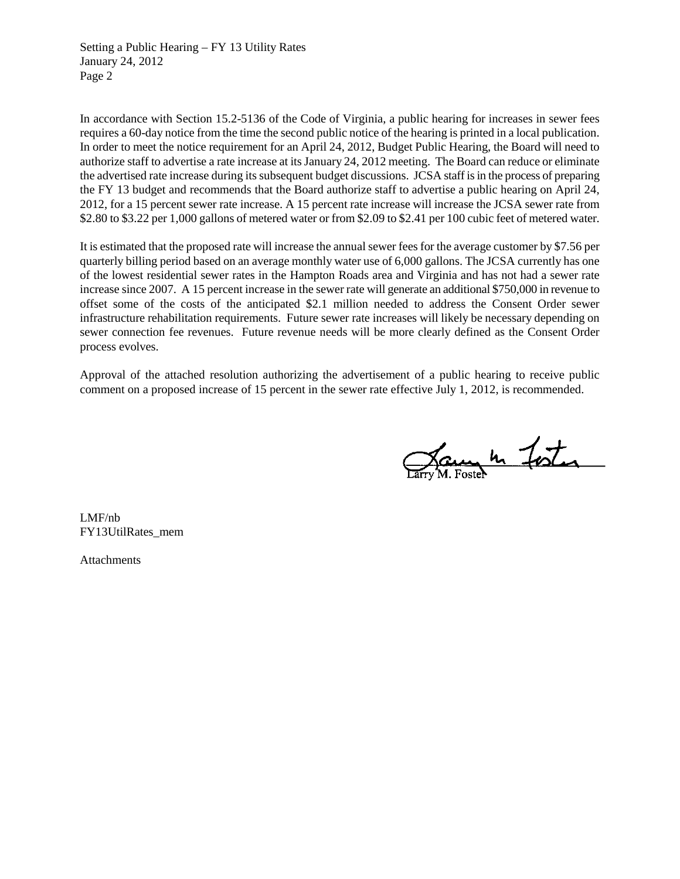In accordance with Section 15.2-5136 of the Code of Virginia, a public hearing for increases in sewer fees requires a 60-day notice from the time the second public notice of the hearing is printed in a local publication. In order to meet the notice requirement for an April 24, 2012, Budget Public Hearing, the Board will need to authorize staff to advertise a rate increase at its January 24, 2012 meeting. The Board can reduce or eliminate the advertised rate increase during its subsequent budget discussions. JCSA staff is in the process of preparing the FY 13 budget and recommends that the Board authorize staff to advertise a public hearing on April 24, 2012, for a 15 percent sewer rate increase. A 15 percent rate increase will increase the JCSA sewer rate from $2.80 to $3.22 per 1,000 gallons of metered water or from $2.09 to $2.41 per 100 cubic feet of metered water.

It is estimated that the proposed rate will increase the annual sewer fees for the average customer by $7.56 per quarterly billing period based on an average monthly water use of 6,000 gallons. The JCSA currently has one of the lowest residential sewer rates in the Hampton Roads area and Virginia and has not had a sewer rate increase since 2007. A 15 percent increase in the sewer rate will generate an additional $750,000 in revenue to offset some of the costs of the anticipated $2.1 million needed to address the Consent Order sewer infrastructure rehabilitation requirements. Future sewer rate increases will likely be necessary depending on sewer connection fee revenues. Future revenue needs will be more clearly defined as the Consent Order process evolves.

Approval of the attached resolution authorizing the advertisement of a public hearing to receive public comment on a proposed increase of 15 percent in the sewer rate effective July 1, 2012, is recommended.

Larry M. Foster

LMF/nb
FY13UtilRates_mem

Attachments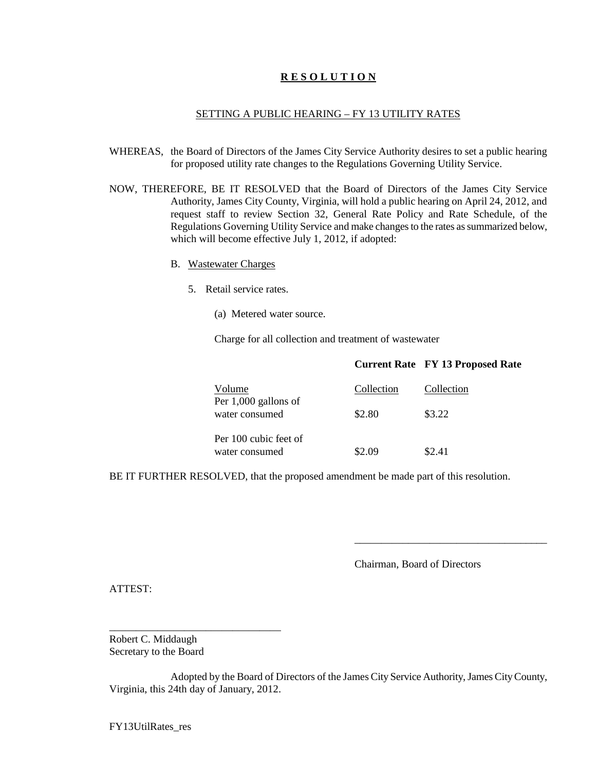# **R E S O L U T I O N**

SETTING A PUBLIC HEARING – FY 13 UTILITY RATES

WHEREAS, the Board of Directors of the James City Service Authority desires to set a public hearing for proposed utility rate changes to the Regulations Governing Utility Service.

NOW, THEREFORE, BE IT RESOLVED that the Board of Directors of the James City Service Authority, James City County, Virginia, will hold a public hearing on April 24, 2012, and request staff to review Section 32, General Rate Policy and Rate Schedule, of the Regulations Governing Utility Service and make changes to the rates as summarized below, which will become effective July 1, 2012, if adopted:

B. Wastewater Charges

5. Retail service rates.

(a) Metered water source.

Charge for all collection and treatment of wastewater

| | **Current Rate** | **FY 13 Proposed Rate** |
|---|---|---|
| Volume | Collection | Collection |
| Per 1,000 gallons of water consumed | \$2.80 | \$3.22 |
| Per 100 cubic feet of water consumed | \$2.09 | \$2.41 |

BE IT FURTHER RESOLVED, that the proposed amendment be made part of this resolution.

____________________________________

Chairman, Board of Directors

ATTEST:

________________________________

Robert C. Middaugh
Secretary to the Board

Adopted by the Board of Directors of the James City Service Authority, James City County, Virginia, this 24th day of January, 2012.

FY13UtilRates_res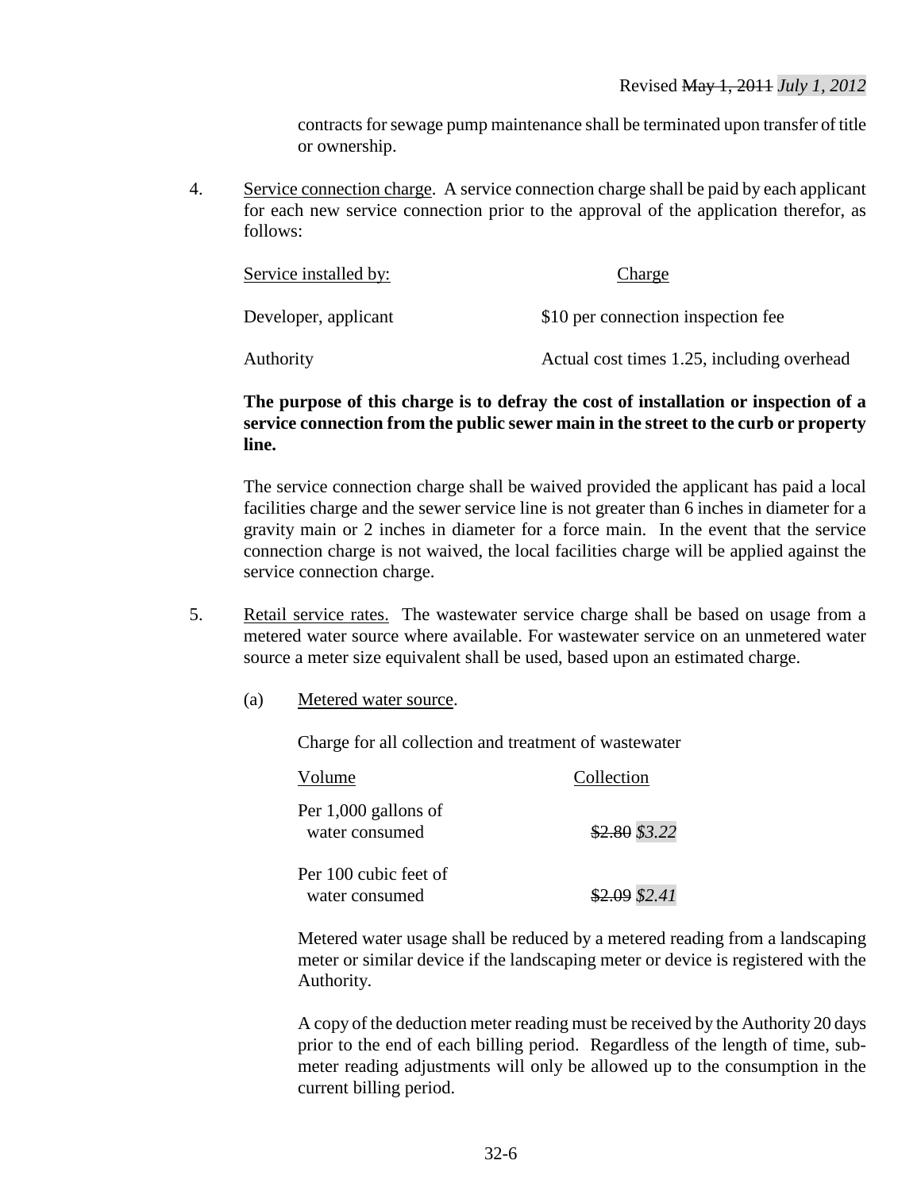Revised ~~May 1, 2011~~ *July 1, 2012*

contracts for sewage pump maintenance shall be terminated upon transfer of title or ownership.

4. Service connection charge. A service connection charge shall be paid by each applicant for each new service connection prior to the approval of the application therefor, as follows:

| Service installed by: | Charge |
|---|---|
| Developer, applicant | $10 per connection inspection fee |
| Authority | Actual cost times 1.25, including overhead |

**The purpose of this charge is to defray the cost of installation or inspection of a service connection from the public sewer main in the street to the curb or property line.**

The service connection charge shall be waived provided the applicant has paid a local facilities charge and the sewer service line is not greater than 6 inches in diameter for a gravity main or 2 inches in diameter for a force main. In the event that the service connection charge is not waived, the local facilities charge will be applied against the service connection charge.

5. Retail service rates. The wastewater service charge shall be based on usage from a metered water source where available. For wastewater service on an unmetered water source a meter size equivalent shall be used, based upon an estimated charge.

   (a) Metered water source.

   Charge for all collection and treatment of wastewater

| Volume | Collection |
|---|---|
| Per 1,000 gallons of water consumed | ~~$2.80~~ *$3.22* |
| Per 100 cubic feet of water consumed | ~~$2.09~~ *$2.41* |

   Metered water usage shall be reduced by a metered reading from a landscaping meter or similar device if the landscaping meter or device is registered with the Authority.

   A copy of the deduction meter reading must be received by the Authority 20 days prior to the end of each billing period. Regardless of the length of time, sub-meter reading adjustments will only be allowed up to the consumption in the current billing period.